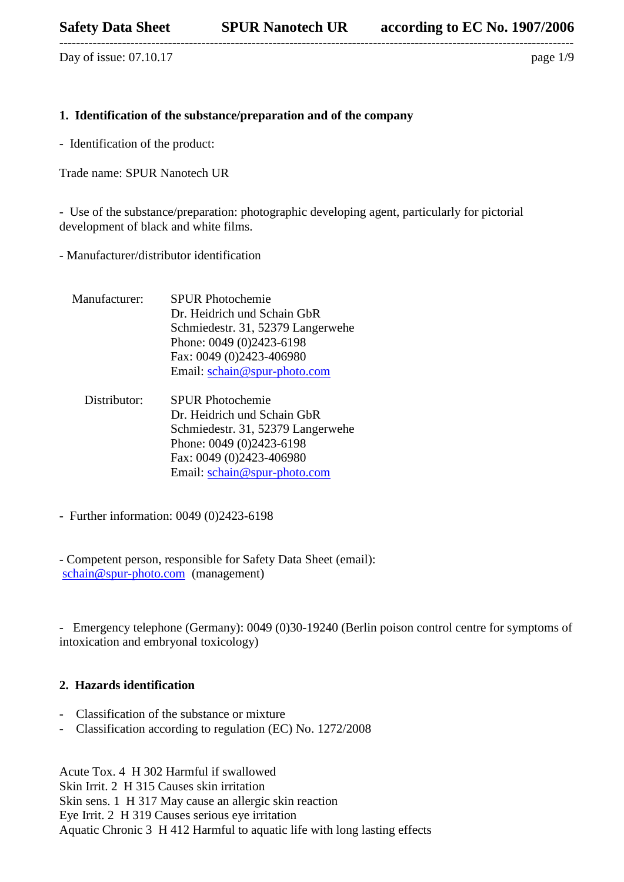Day of issue: 07.10.17

## 1. Identification of the substance/preparation and of the company

- Identification of the product:

Trade name: SPUR Nanotech UR

- Use of the substance/preparation: photographic developing agent, particularly for pictorial development of black and white films.

- Manufacturer/distributor identification

Manufacturer:
SPUR Photochemie
Dr. Heidrich und Schain GbR
Schmiedestr. 31, 52379 Langerwehe
Phone: 0049 (0)2423-6198
Fax: 0049 (0)2423-406980
Email: schain@spur-photo.com

Distributor:
SPUR Photochemie
Dr. Heidrich und Schain GbR
Schmiedestr. 31, 52379 Langerwehe
Phone: 0049 (0)2423-6198
Fax: 0049 (0)2423-406980
Email: schain@spur-photo.com

- Further information: 0049 (0)2423-6198

- Competent person, responsible for Safety Data Sheet (email): schain@spur-photo.com (management)

- Emergency telephone (Germany): 0049 (0)30-19240 (Berlin poison control centre for symptoms of intoxication and embryonal toxicology)

## 2. Hazards identification

- Classification of the substance or mixture
- Classification according to regulation (EC) No. 1272/2008

Acute Tox. 4 H 302 Harmful if swallowed
Skin Irrit. 2 H 315 Causes skin irritation
Skin sens. 1 H 317 May cause an allergic skin reaction
Eye Irrit. 2 H 319 Causes serious eye irritation
Aquatic Chronic 3 H 412 Harmful to aquatic life with long lasting effects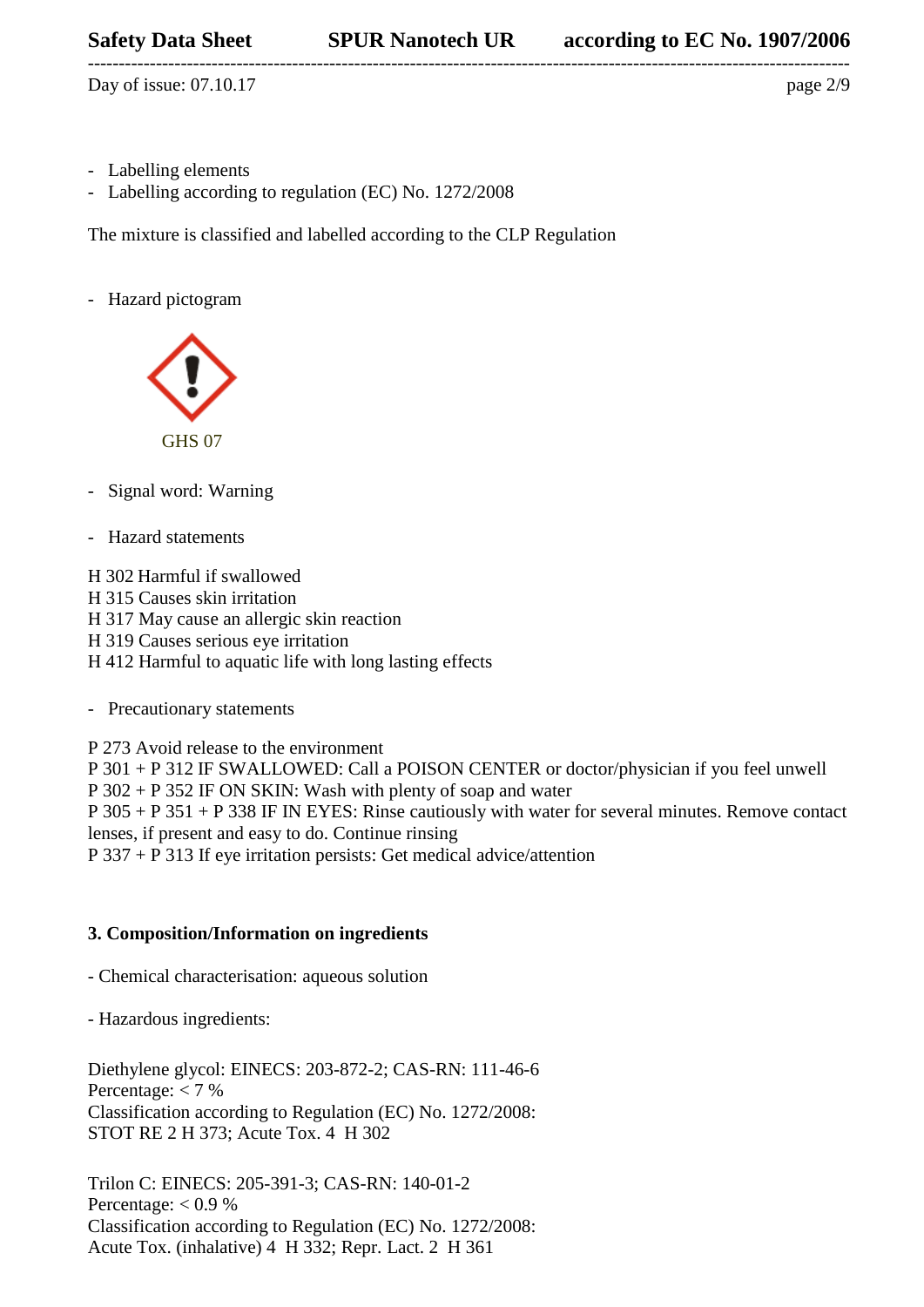- Labelling elements
- Labelling according to regulation (EC) No. 1272/2008

The mixture is classified and labelled according to the CLP Regulation

- Hazard pictogram

GHS 07

- Signal word: Warning

- Hazard statements

H 302 Harmful if swallowed
H 315 Causes skin irritation
H 317 May cause an allergic skin reaction
H 319 Causes serious eye irritation
H 412 Harmful to aquatic life with long lasting effects

- Precautionary statements

P 273 Avoid release to the environment
P 301 + P 312 IF SWALLOWED: Call a POISON CENTER or doctor/physician if you feel unwell
P 302 + P 352 IF ON SKIN: Wash with plenty of soap and water
P 305 + P 351 + P 338 IF IN EYES: Rinse cautiously with water for several minutes. Remove contact lenses, if present and easy to do. Continue rinsing
P 337 + P 313 If eye irritation persists: Get medical advice/attention

## 3. Composition/Information on ingredients

- Chemical characterisation: aqueous solution

- Hazardous ingredients:

Diethylene glycol: EINECS: 203-872-2; CAS-RN: 111-46-6
Percentage: < 7 %
Classification according to Regulation (EC) No. 1272/2008:
STOT RE 2 H 373; Acute Tox. 4 H 302

Trilon C: EINECS: 205-391-3; CAS-RN: 140-01-2
Percentage: < 0.9 %
Classification according to Regulation (EC) No. 1272/2008:
Acute Tox. (inhalative) 4 H 332; Repr. Lact. 2 H 361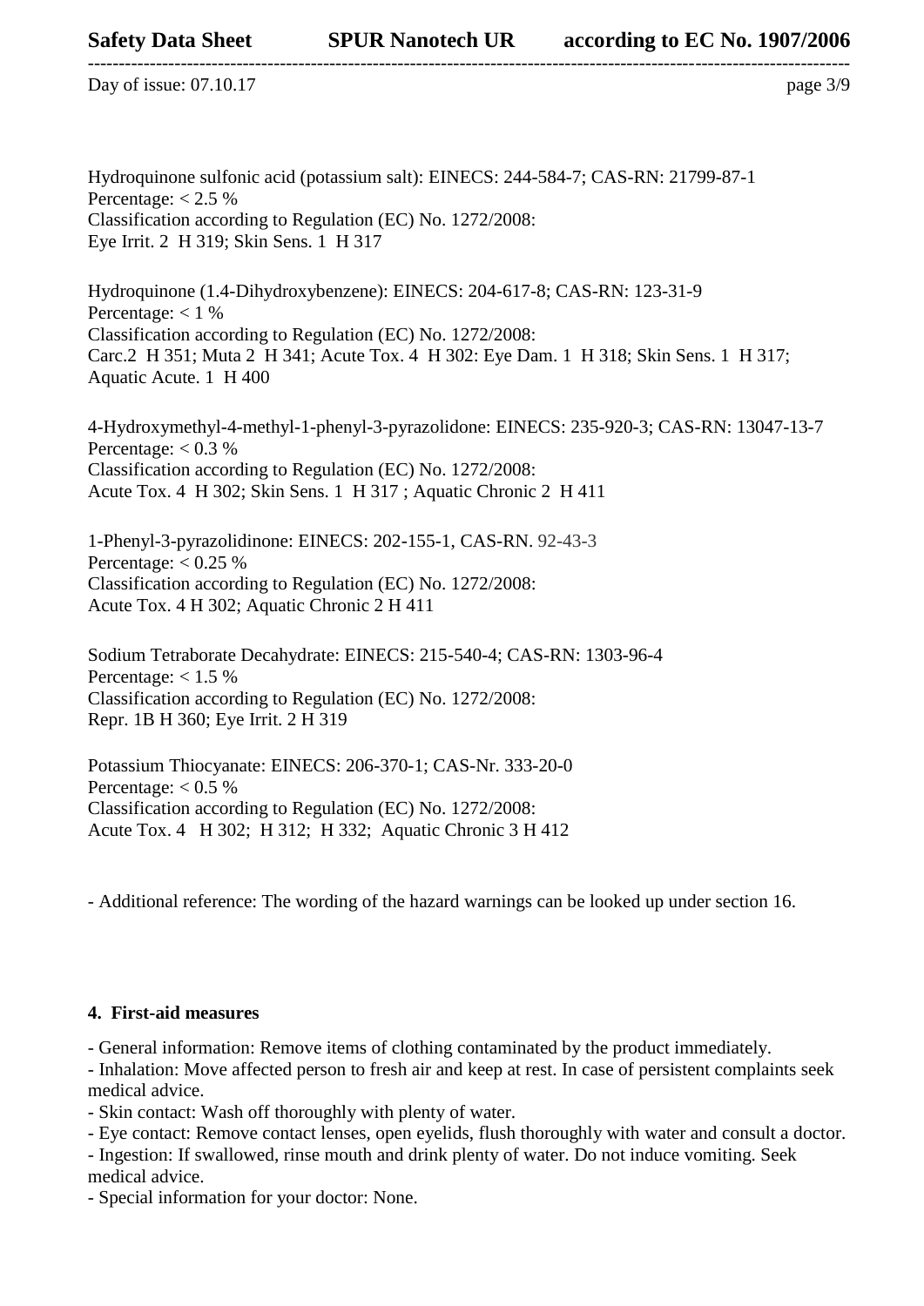Hydroquinone sulfonic acid (potassium salt): EINECS: 244-584-7; CAS-RN: 21799-87-1
Percentage: < 2.5 %
Classification according to Regulation (EC) No. 1272/2008:
Eye Irrit. 2 H 319; Skin Sens. 1 H 317

Hydroquinone (1.4-Dihydroxybenzene): EINECS: 204-617-8; CAS-RN: 123-31-9
Percentage: < 1 %
Classification according to Regulation (EC) No. 1272/2008:
Carc.2 H 351; Muta 2 H 341; Acute Tox. 4 H 302: Eye Dam. 1 H 318; Skin Sens. 1 H 317; Aquatic Acute. 1 H 400

4-Hydroxymethyl-4-methyl-1-phenyl-3-pyrazolidone: EINECS: 235-920-3; CAS-RN: 13047-13-7
Percentage: < 0.3 %
Classification according to Regulation (EC) No. 1272/2008:
Acute Tox. 4 H 302; Skin Sens. 1 H 317 ; Aquatic Chronic 2 H 411

1-Phenyl-3-pyrazolidinone: EINECS: 202-155-1, CAS-RN. 92-43-3
Percentage: < 0.25 %
Classification according to Regulation (EC) No. 1272/2008:
Acute Tox. 4 H 302; Aquatic Chronic 2 H 411

Sodium Tetraborate Decahydrate: EINECS: 215-540-4; CAS-RN: 1303-96-4
Percentage: < 1.5 %
Classification according to Regulation (EC) No. 1272/2008:
Repr. 1B H 360; Eye Irrit. 2 H 319

Potassium Thiocyanate: EINECS: 206-370-1; CAS-Nr. 333-20-0
Percentage: < 0.5 %
Classification according to Regulation (EC) No. 1272/2008:
Acute Tox. 4 H 302; H 312; H 332; Aquatic Chronic 3 H 412

- Additional reference: The wording of the hazard warnings can be looked up under section 16.

## 4. First-aid measures

- General information: Remove items of clothing contaminated by the product immediately.
- Inhalation: Move affected person to fresh air and keep at rest. In case of persistent complaints seek medical advice.
- Skin contact: Wash off thoroughly with plenty of water.
- Eye contact: Remove contact lenses, open eyelids, flush thoroughly with water and consult a doctor.
- Ingestion: If swallowed, rinse mouth and drink plenty of water. Do not induce vomiting. Seek medical advice.
- Special information for your doctor: None.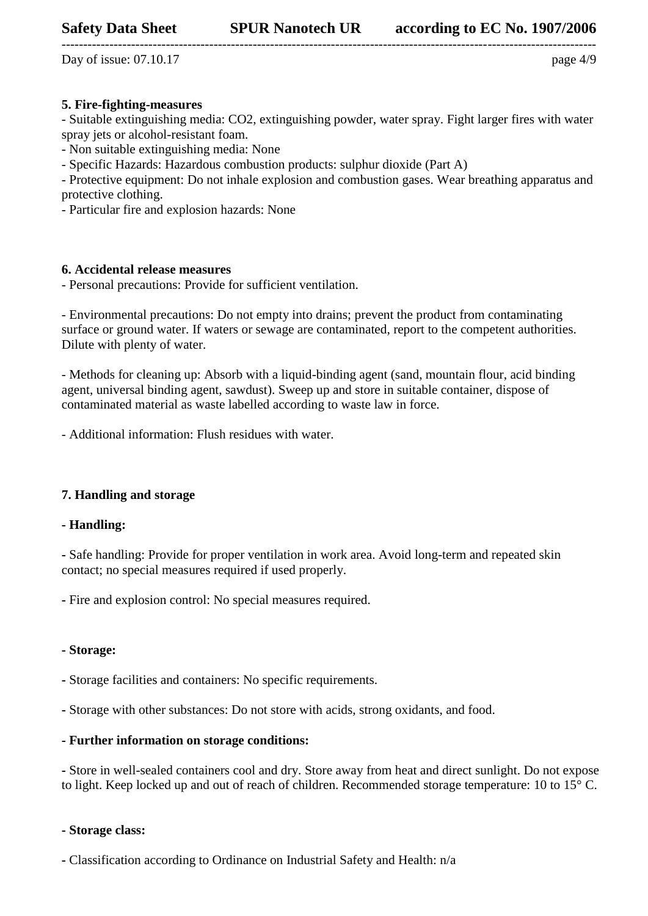## 5. Fire-fighting-measures

- Suitable extinguishing media: $CO_2$, extinguishing powder, water spray. Fight larger fires with water spray jets or alcohol-resistant foam.
- Non suitable extinguishing media: None
- Specific Hazards: Hazardous combustion products: sulphur dioxide (Part A)
- Protective equipment: Do not inhale explosion and combustion gases. Wear breathing apparatus and protective clothing.
- Particular fire and explosion hazards: None

## 6. Accidental release measures

- Personal precautions: Provide for sufficient ventilation.

- Environmental precautions: Do not empty into drains; prevent the product from contaminating surface or ground water. If waters or sewage are contaminated, report to the competent authorities. Dilute with plenty of water.

- Methods for cleaning up: Absorb with a liquid-binding agent (sand, mountain flour, acid binding agent, universal binding agent, sawdust). Sweep up and store in suitable container, dispose of contaminated material as waste labelled according to waste law in force.

- Additional information: Flush residues with water.

## 7. Handling and storage

**- Handling:**

- Safe handling: Provide for proper ventilation in work area. Avoid long-term and repeated skin contact; no special measures required if used properly.

- Fire and explosion control: No special measures required.

**- Storage:**

- Storage facilities and containers: No specific requirements.

- Storage with other substances: Do not store with acids, strong oxidants, and food.

**- Further information on storage conditions:**

- Store in well-sealed containers cool and dry. Store away from heat and direct sunlight. Do not expose to light. Keep locked up and out of reach of children. Recommended storage temperature: 10 to 15° C.

**- Storage class:**

- Classification according to Ordinance on Industrial Safety and Health: n/a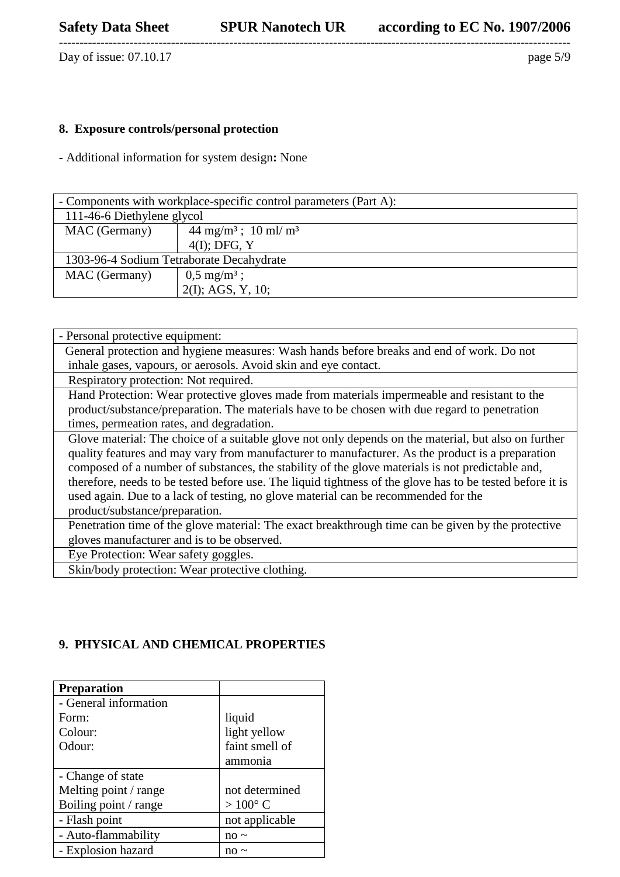## 8. Exposure controls/personal protection

**-** Additional information for system design**:** None

| - Components with workplace-specific control parameters (Part A): | |
|---|---|
| 111-46-6 Diethylene glycol | |
| MAC (Germany) | 44 mg/m³ ; 10 ml/ m³<br>4(I); DFG, Y |
| 1303-96-4 Sodium Tetraborate Decahydrate | |
| MAC (Germany) | 0,5 mg/m³ ;<br>2(I); AGS, Y, 10; |

| - Personal protective equipment: |
|---|
| General protection and hygiene measures: Wash hands before breaks and end of work. Do not inhale gases, vapours, or aerosols. Avoid skin and eye contact. |
| Respiratory protection: Not required. |
| Hand Protection: Wear protective gloves made from materials impermeable and resistant to the product/substance/preparation. The materials have to be chosen with due regard to penetration times, permeation rates, and degradation. |
| Glove material: The choice of a suitable glove not only depends on the material, but also on further quality features and may vary from manufacturer to manufacturer. As the product is a preparation composed of a number of substances, the stability of the glove materials is not predictable and, therefore, needs to be tested before use. The liquid tightness of the glove has to be tested before it is used again. Due to a lack of testing, no glove material can be recommended for the product/substance/preparation. |
| Penetration time of the glove material: The exact breakthrough time can be given by the protective gloves manufacturer and is to be observed. |
| Eye Protection: Wear safety goggles. |
| Skin/body protection: Wear protective clothing. |

## 9. PHYSICAL AND CHEMICAL PROPERTIES

| **Preparation** | |
|---|---|
| - General information | |
| Form: | liquid |
| Colour: | light yellow |
| Odour: | faint smell of ammonia |
| - Change of state | |
| Melting point / range | not determined |
| Boiling point / range | > 100° C |
| - Flash point | not applicable |
| - Auto-flammability | no ~ |
| - Explosion hazard | no ~ |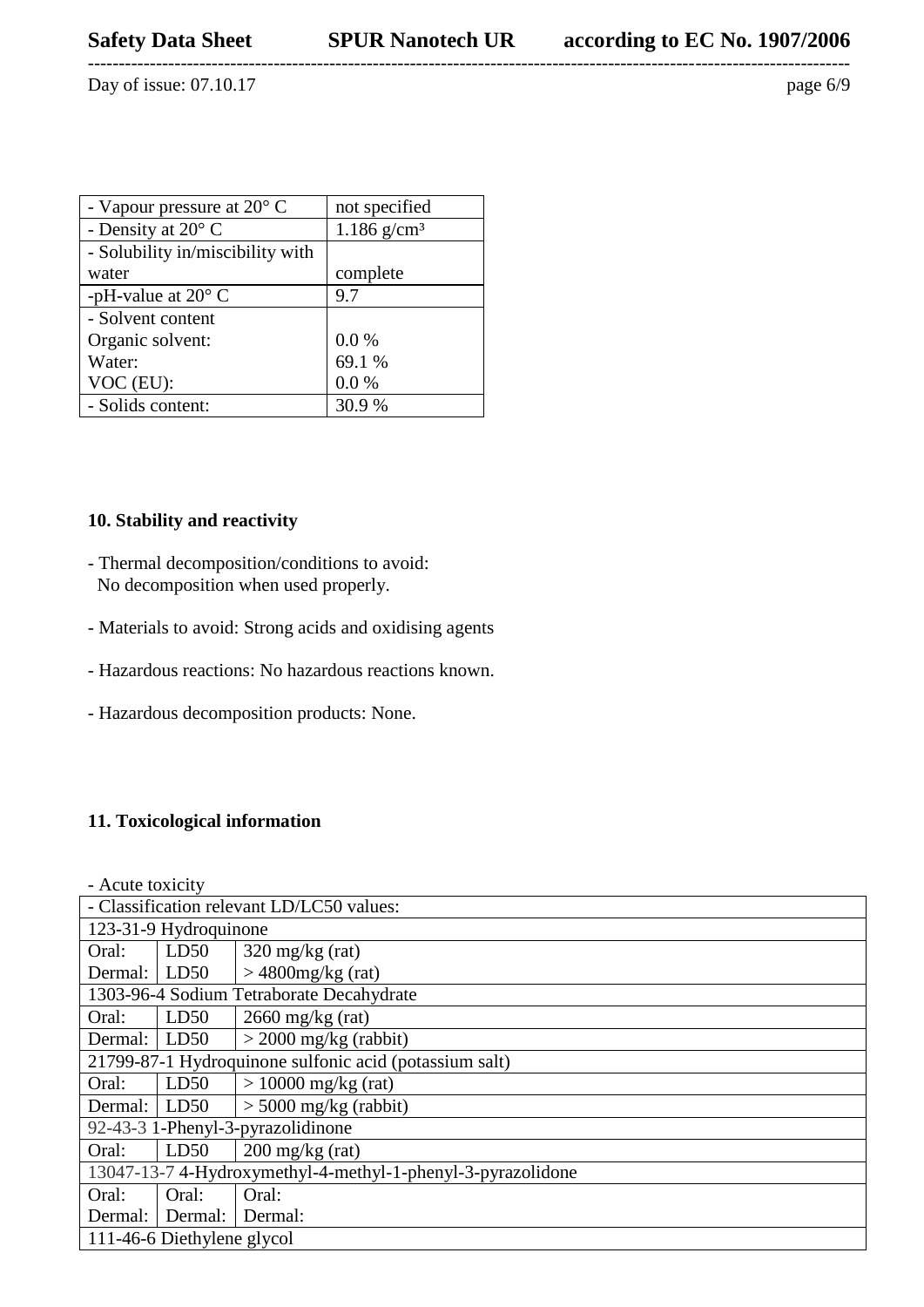| - Vapour pressure at 20° C | not specified |
|---|---|
| - Density at 20° C | 1.186 g/cm³ |
| - Solubility in/miscibility with water | complete |
| -pH-value at 20° C | 9.7 |
| - Solvent content<br>Organic solvent:<br>Water:<br>VOC (EU): | <br>0.0 %<br>69.1 %<br>0.0 % |
| - Solids content: | 30.9 % |

**10. Stability and reactivity**

- Thermal decomposition/conditions to avoid:
  No decomposition when used properly.

- Materials to avoid: Strong acids and oxidising agents

- Hazardous reactions: No hazardous reactions known.

- Hazardous decomposition products: None.

**11. Toxicological information**

- Acute toxicity

| - Classification relevant LD/LC50 values: | | |
|---|---|---|
| 123-31-9 Hydroquinone | | |
| Oral: | LD50 | 320 mg/kg (rat) |
| Dermal: | LD50 | > 4800mg/kg (rat) |
| 1303-96-4 Sodium Tetraborate Decahydrate | | |
| Oral: | LD50 | 2660 mg/kg (rat) |
| Dermal: | LD50 | > 2000 mg/kg (rabbit) |
| 21799-87-1 Hydroquinone sulfonic acid (potassium salt) | | |
| Oral: | LD50 | > 10000 mg/kg (rat) |
| Dermal: | LD50 | > 5000 mg/kg (rabbit) |
| 92-43-3 1-Phenyl-3-pyrazolidinone | | |
| Oral: | LD50 | 200 mg/kg (rat) |
| 13047-13-7 4-Hydroxymethyl-4-methyl-1-phenyl-3-pyrazolidone | | |
| Oral:<br>Dermal: | Oral:<br>Dermal: | Oral:<br>Dermal: |
| 111-46-6 Diethylene glycol | | |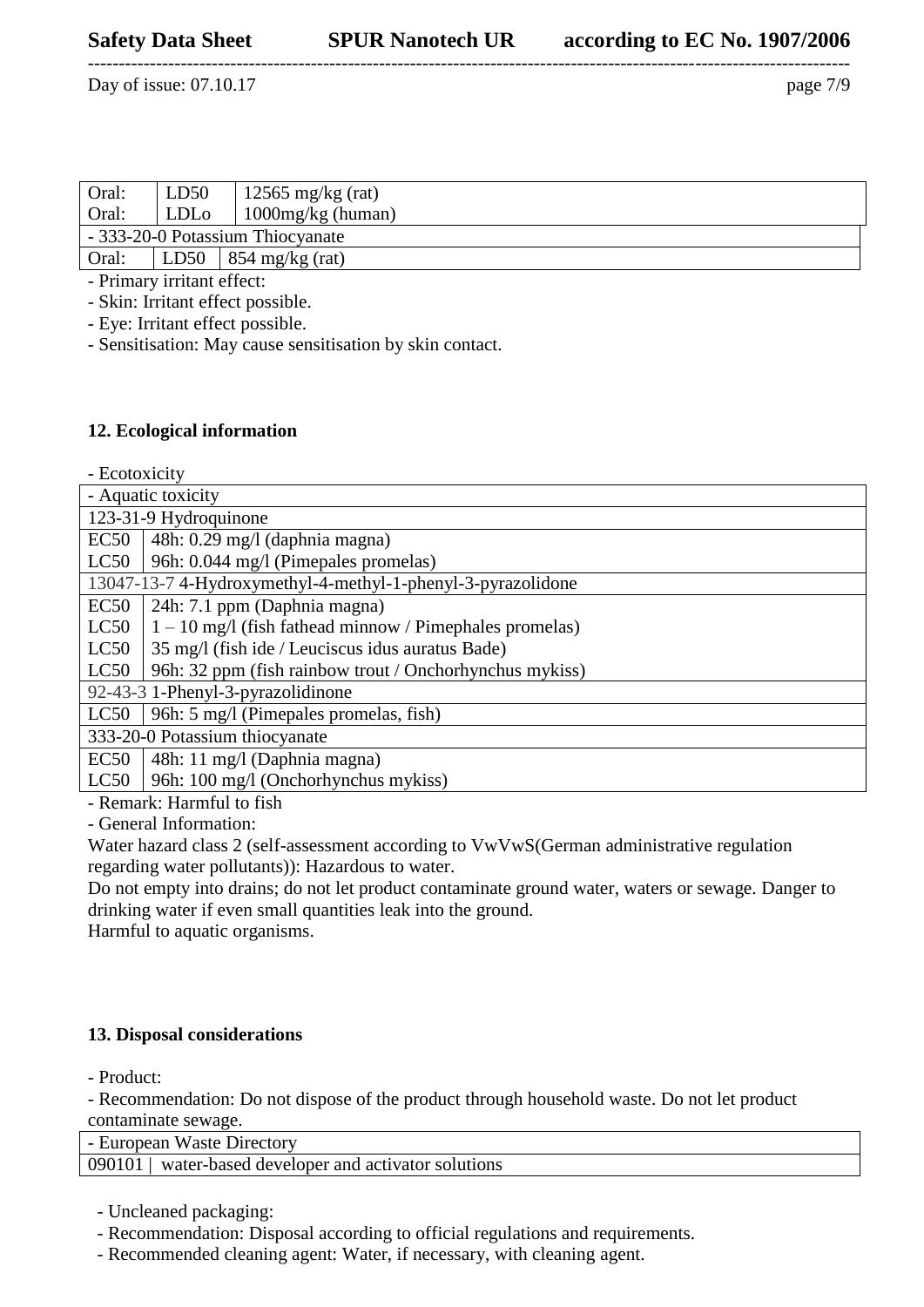| Oral: | LD50 | 12565 mg/kg (rat) |
|---|---|---|
| Oral: | LDLo | 1000mg/kg (human) |
| - 333-20-0 Potassium Thiocyanate | | |
| Oral: | LD50 | 854 mg/kg (rat) |

- Primary irritant effect:
- Skin: Irritant effect possible.
- Eye: Irritant effect possible.
- Sensitisation: May cause sensitisation by skin contact.

## 12. Ecological information

- Ecotoxicity

| - Aquatic toxicity | |
|---|---|
| 123-31-9 Hydroquinone | |
| EC50 | 48h: 0.29 mg/l (daphnia magna) |
| LC50 | 96h: 0.044 mg/l (Pimepales promelas) |
| 13047-13-7 4-Hydroxymethyl-4-methyl-1-phenyl-3-pyrazolidone | |
| EC50 | 24h: 7.1 ppm (Daphnia magna) |
| LC50 | 1 – 10 mg/l (fish fathead minnow / Pimephales promelas) |
| LC50 | 35 mg/l (fish ide / Leuciscus idus auratus Bade) |
| LC50 | 96h: 32 ppm (fish rainbow trout / Onchorhynchus mykiss) |
| 92-43-3 1-Phenyl-3-pyrazolidinone | |
| LC50 | 96h: 5 mg/l (Pimepales promelas, fish) |
| 333-20-0 Potassium thiocyanate | |
| EC50 | 48h: 11 mg/l (Daphnia magna) |
| LC50 | 96h: 100 mg/l (Onchorhynchus mykiss) |

- Remark: Harmful to fish
- General Information:

Water hazard class 2 (self-assessment according to VwVwS(German administrative regulation regarding water pollutants)): Hazardous to water.
Do not empty into drains; do not let product contaminate ground water, waters or sewage. Danger to drinking water if even small quantities leak into the ground.
Harmful to aquatic organisms.

## 13. Disposal considerations

- Product:
- Recommendation: Do not dispose of the product through household waste. Do not let product contaminate sewage.

| - European Waste Directory | |
|---|---|
| 090101 | water-based developer and activator solutions |

- Uncleaned packaging:
- Recommendation: Disposal according to official regulations and requirements.
- Recommended cleaning agent: Water, if necessary, with cleaning agent.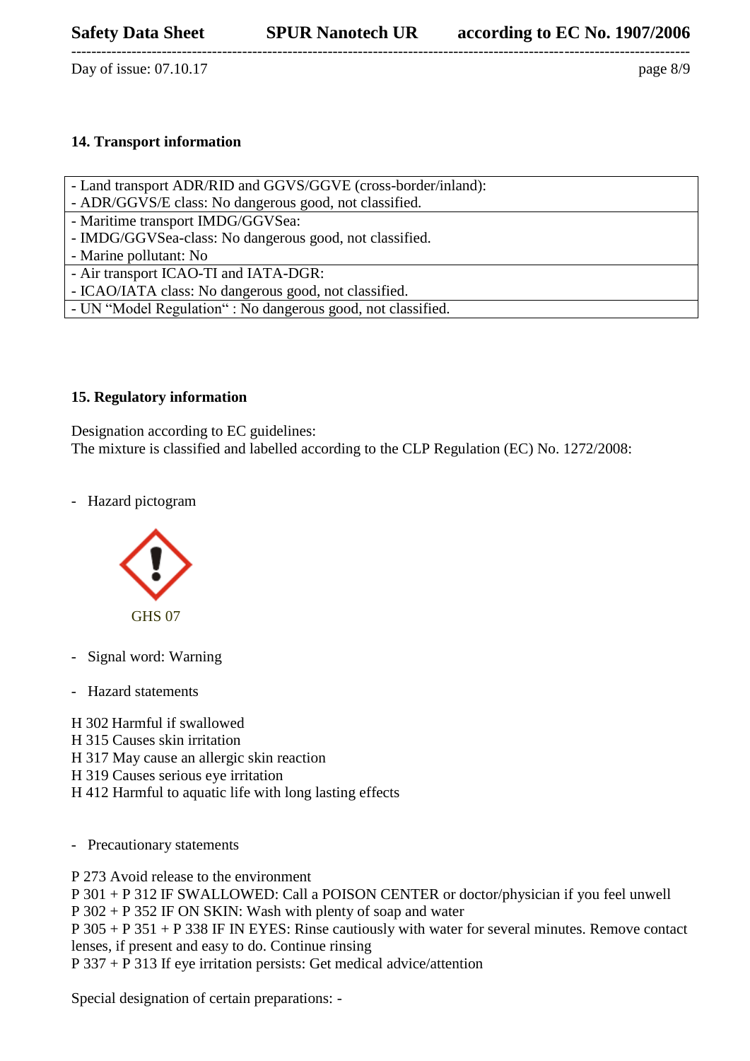## 14. Transport information

| - Land transport ADR/RID and GGVS/GGVE (cross-border/inland):<br>- ADR/GGVS/E class: No dangerous good, not classified. |
|---|
| - Maritime transport IMDG/GGVSea:<br>- IMDG/GGVSea-class: No dangerous good, not classified.<br>- Marine pollutant: No |
| - Air transport ICAO-TI and IATA-DGR:<br>- ICAO/IATA class: No dangerous good, not classified. |
| - UN "Model Regulation" : No dangerous good, not classified. |

## 15. Regulatory information

Designation according to EC guidelines:
The mixture is classified and labelled according to the CLP Regulation (EC) No. 1272/2008:

- Hazard pictogram

GHS 07

- Signal word: Warning

- Hazard statements

H 302 Harmful if swallowed
H 315 Causes skin irritation
H 317 May cause an allergic skin reaction
H 319 Causes serious eye irritation
H 412 Harmful to aquatic life with long lasting effects

- Precautionary statements

P 273 Avoid release to the environment
P 301 + P 312 IF SWALLOWED: Call a POISON CENTER or doctor/physician if you feel unwell
P 302 + P 352 IF ON SKIN: Wash with plenty of soap and water
P 305 + P 351 + P 338 IF IN EYES: Rinse cautiously with water for several minutes. Remove contact lenses, if present and easy to do. Continue rinsing
P 337 + P 313 If eye irritation persists: Get medical advice/attention

Special designation of certain preparations: -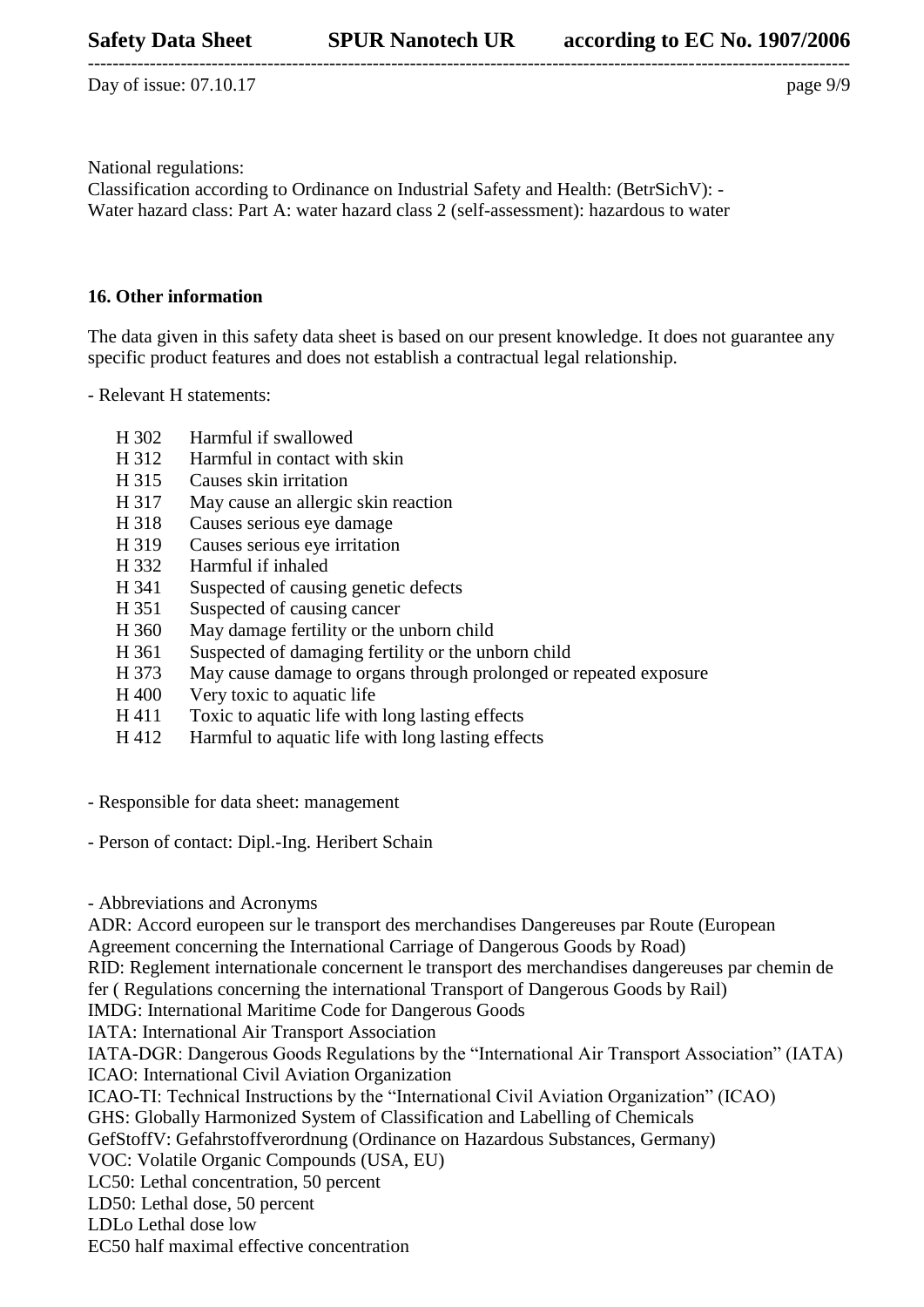National regulations:
Classification according to Ordinance on Industrial Safety and Health: (BetrSichV): -
Water hazard class: Part A: water hazard class 2 (self-assessment): hazardous to water

## 16. Other information

The data given in this safety data sheet is based on our present knowledge. It does not guarantee any specific product features and does not establish a contractual legal relationship.

- Relevant H statements:

| | |
|---|---|
| H 302 | Harmful if swallowed |
| H 312 | Harmful in contact with skin |
| H 315 | Causes skin irritation |
| H 317 | May cause an allergic skin reaction |
| H 318 | Causes serious eye damage |
| H 319 | Causes serious eye irritation |
| H 332 | Harmful if inhaled |
| H 341 | Suspected of causing genetic defects |
| H 351 | Suspected of causing cancer |
| H 360 | May damage fertility or the unborn child |
| H 361 | Suspected of damaging fertility or the unborn child |
| H 373 | May cause damage to organs through prolonged or repeated exposure |
| H 400 | Very toxic to aquatic life |
| H 411 | Toxic to aquatic life with long lasting effects |
| H 412 | Harmful to aquatic life with long lasting effects |

- Responsible for data sheet: management

- Person of contact: Dipl.-Ing. Heribert Schain

- Abbreviations and Acronyms

ADR: Accord europeen sur le transport des merchandises Dangereuses par Route (European Agreement concerning the International Carriage of Dangerous Goods by Road)
RID: Reglement internationale concernent le transport des merchandises dangereuses par chemin de fer ( Regulations concerning the international Transport of Dangerous Goods by Rail)
IMDG: International Maritime Code for Dangerous Goods
IATA: International Air Transport Association
IATA-DGR: Dangerous Goods Regulations by the "International Air Transport Association" (IATA)
ICAO: International Civil Aviation Organization
ICAO-TI: Technical Instructions by the "International Civil Aviation Organization" (ICAO)
GHS: Globally Harmonized System of Classification and Labelling of Chemicals
GefStoffV: Gefahrstoffverordnung (Ordinance on Hazardous Substances, Germany)
VOC: Volatile Organic Compounds (USA, EU)
LC50: Lethal concentration, 50 percent
LD50: Lethal dose, 50 percent
LDLo Lethal dose low
EC50 half maximal effective concentration